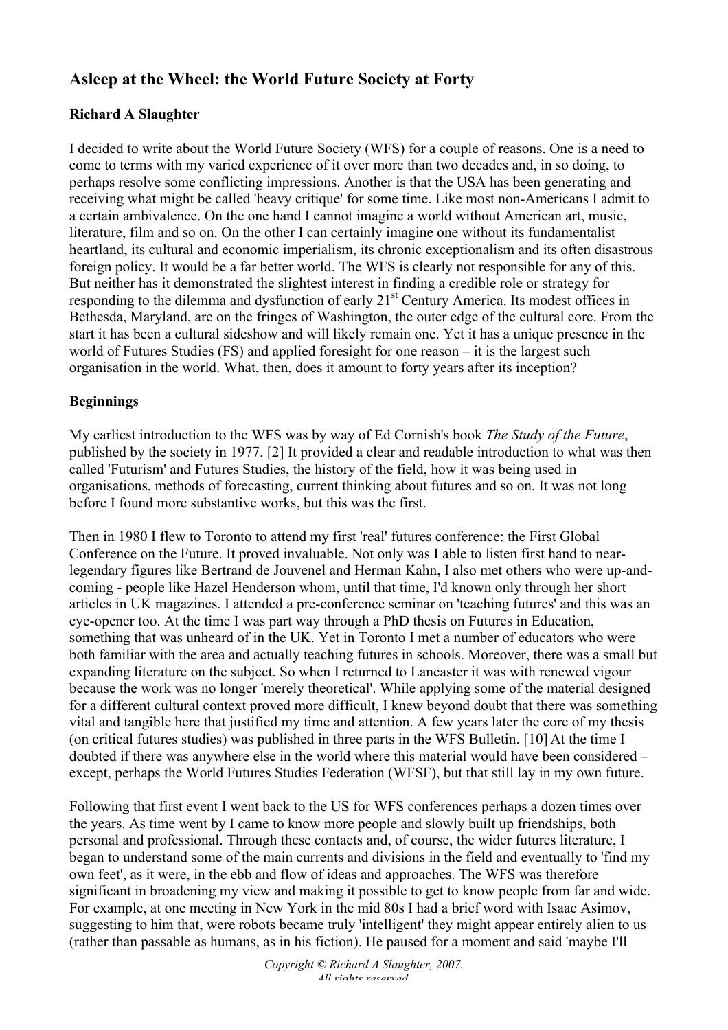# Asleep at the Wheel: the World Future Society at Forty

**Richard A Slaughter**

I decided to write about the World Future Society (WFS) for a couple of reasons. One is a need to come to terms with my varied experience of it over more than two decades and, in so doing, to perhaps resolve some conflicting impressions. Another is that the USA has been generating and receiving what might be called 'heavy critique' for some time. Like most non-Americans I admit to a certain ambivalence. On the one hand I cannot imagine a world without American art, music, literature, film and so on. On the other I can certainly imagine one without its fundamentalist heartland, its cultural and economic imperialism, its chronic exceptionalism and its often disastrous foreign policy. It would be a far better world. The WFS is clearly not responsible for any of this. But neither has it demonstrated the slightest interest in finding a credible role or strategy for responding to the dilemma and dysfunction of early 21st Century America. Its modest offices in Bethesda, Maryland, are on the fringes of Washington, the outer edge of the cultural core. From the start it has been a cultural sideshow and will likely remain one. Yet it has a unique presence in the world of Futures Studies (FS) and applied foresight for one reason – it is the largest such organisation in the world. What, then, does it amount to forty years after its inception?

**Beginnings**

My earliest introduction to the WFS was by way of Ed Cornish's book *The Study of the Future*, published by the society in 1977. [2] It provided a clear and readable introduction to what was then called 'Futurism' and Futures Studies, the history of the field, how it was being used in organisations, methods of forecasting, current thinking about futures and so on. It was not long before I found more substantive works, but this was the first.

Then in 1980 I flew to Toronto to attend my first 'real' futures conference: the First Global Conference on the Future. It proved invaluable. Not only was I able to listen first hand to near-legendary figures like Bertrand de Jouvenel and Herman Kahn, I also met others who were up-and-coming - people like Hazel Henderson whom, until that time, I'd known only through her short articles in UK magazines. I attended a pre-conference seminar on 'teaching futures' and this was an eye-opener too. At the time I was part way through a PhD thesis on Futures in Education, something that was unheard of in the UK. Yet in Toronto I met a number of educators who were both familiar with the area and actually teaching futures in schools. Moreover, there was a small but expanding literature on the subject. So when I returned to Lancaster it was with renewed vigour because the work was no longer 'merely theoretical'. While applying some of the material designed for a different cultural context proved more difficult, I knew beyond doubt that there was something vital and tangible here that justified my time and attention. A few years later the core of my thesis (on critical futures studies) was published in three parts in the WFS Bulletin. [10] At the time I doubted if there was anywhere else in the world where this material would have been considered – except, perhaps the World Futures Studies Federation (WFSF), but that still lay in my own future.

Following that first event I went back to the US for WFS conferences perhaps a dozen times over the years. As time went by I came to know more people and slowly built up friendships, both personal and professional. Through these contacts and, of course, the wider futures literature, I began to understand some of the main currents and divisions in the field and eventually to 'find my own feet', as it were, in the ebb and flow of ideas and approaches. The WFS was therefore significant in broadening my view and making it possible to get to know people from far and wide. For example, at one meeting in New York in the mid 80s I had a brief word with Isaac Asimov, suggesting to him that, were robots became truly 'intelligent' they might appear entirely alien to us (rather than passable as humans, as in his fiction). He paused for a moment and said 'maybe I'll

Copyright © Richard A Slaughter, 2007.
All rights reserved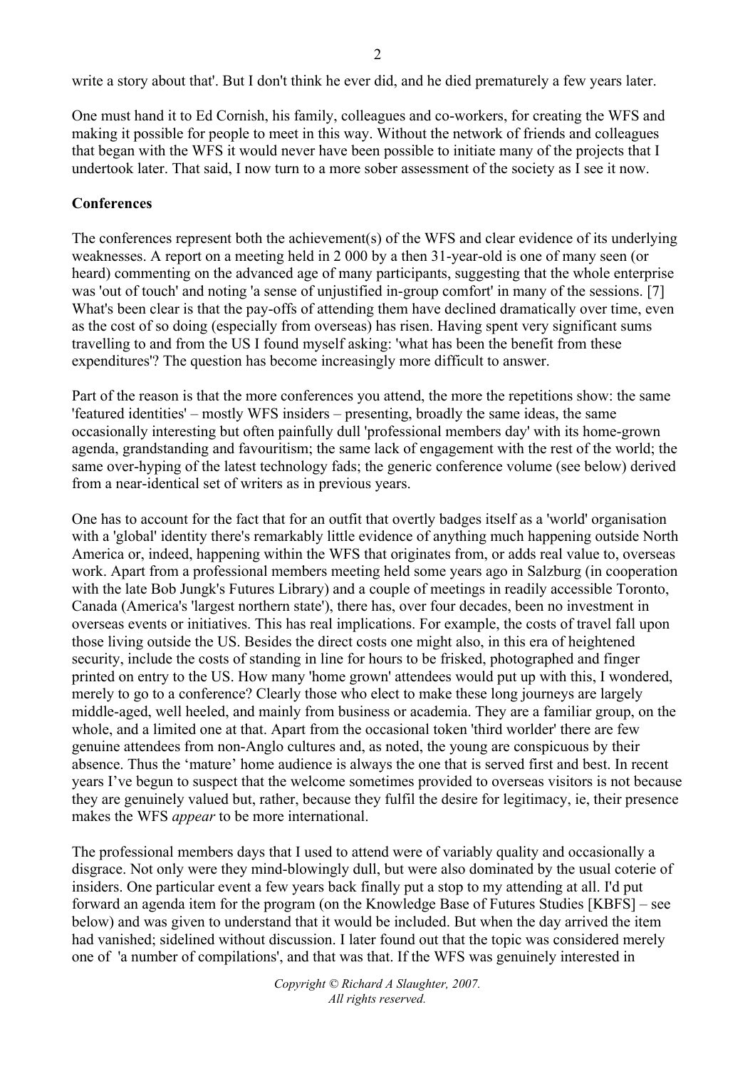write a story about that'. But I don't think he ever did, and he died prematurely a few years later.

One must hand it to Ed Cornish, his family, colleagues and co-workers, for creating the WFS and making it possible for people to meet in this way. Without the network of friends and colleagues that began with the WFS it would never have been possible to initiate many of the projects that I undertook later. That said, I now turn to a more sober assessment of the society as I see it now.

**Conferences**

The conferences represent both the achievement(s) of the WFS and clear evidence of its underlying weaknesses. A report on a meeting held in 2 000 by a then 31-year-old is one of many seen (or heard) commenting on the advanced age of many participants, suggesting that the whole enterprise was 'out of touch' and noting 'a sense of unjustified in-group comfort' in many of the sessions. [7] What's been clear is that the pay-offs of attending them have declined dramatically over time, even as the cost of so doing (especially from overseas) has risen. Having spent very significant sums travelling to and from the US I found myself asking: 'what has been the benefit from these expenditures'? The question has become increasingly more difficult to answer.

Part of the reason is that the more conferences you attend, the more the repetitions show: the same 'featured identities' – mostly WFS insiders – presenting, broadly the same ideas, the same occasionally interesting but often painfully dull 'professional members day' with its home-grown agenda, grandstanding and favouritism; the same lack of engagement with the rest of the world; the same over-hyping of the latest technology fads; the generic conference volume (see below) derived from a near-identical set of writers as in previous years.

One has to account for the fact that for an outfit that overtly badges itself as a 'world' organisation with a 'global' identity there's remarkably little evidence of anything much happening outside North America or, indeed, happening within the WFS that originates from, or adds real value to, overseas work. Apart from a professional members meeting held some years ago in Salzburg (in cooperation with the late Bob Jungk's Futures Library) and a couple of meetings in readily accessible Toronto, Canada (America's 'largest northern state'), there has, over four decades, been no investment in overseas events or initiatives. This has real implications. For example, the costs of travel fall upon those living outside the US. Besides the direct costs one might also, in this era of heightened security, include the costs of standing in line for hours to be frisked, photographed and finger printed on entry to the US. How many 'home grown' attendees would put up with this, I wondered, merely to go to a conference? Clearly those who elect to make these long journeys are largely middle-aged, well heeled, and mainly from business or academia. They are a familiar group, on the whole, and a limited one at that. Apart from the occasional token 'third worlder' there are few genuine attendees from non-Anglo cultures and, as noted, the young are conspicuous by their absence. Thus the 'mature' home audience is always the one that is served first and best. In recent years I've begun to suspect that the welcome sometimes provided to overseas visitors is not because they are genuinely valued but, rather, because they fulfil the desire for legitimacy, ie, their presence makes the WFS *appear* to be more international.

The professional members days that I used to attend were of variably quality and occasionally a disgrace. Not only were they mind-blowingly dull, but were also dominated by the usual coterie of insiders. One particular event a few years back finally put a stop to my attending at all. I'd put forward an agenda item for the program (on the Knowledge Base of Futures Studies [KBFS] – see below) and was given to understand that it would be included. But when the day arrived the item had vanished; sidelined without discussion. I later found out that the topic was considered merely one of 'a number of compilations', and that was that. If the WFS was genuinely interested in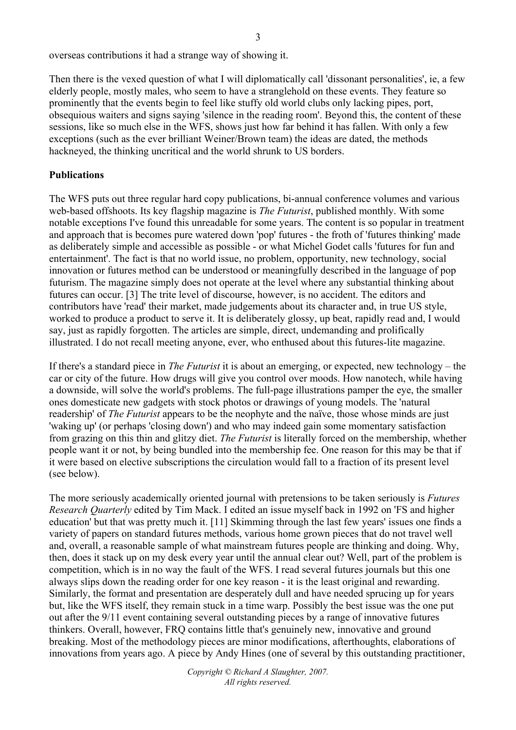overseas contributions it had a strange way of showing it.

Then there is the vexed question of what I will diplomatically call 'dissonant personalities', ie, a few elderly people, mostly males, who seem to have a stranglehold on these events. They feature so prominently that the events begin to feel like stuffy old world clubs only lacking pipes, port, obsequious waiters and signs saying 'silence in the reading room'. Beyond this, the content of these sessions, like so much else in the WFS, shows just how far behind it has fallen. With only a few exceptions (such as the ever brilliant Weiner/Brown team) the ideas are dated, the methods hackneyed, the thinking uncritical and the world shrunk to US borders.

**Publications**

The WFS puts out three regular hard copy publications, bi-annual conference volumes and various web-based offshoots. Its key flagship magazine is *The Futurist*, published monthly. With some notable exceptions I've found this unreadable for some years. The content is so popular in treatment and approach that is becomes pure watered down 'pop' futures - the froth of 'futures thinking' made as deliberately simple and accessible as possible - or what Michel Godet calls 'futures for fun and entertainment'. The fact is that no world issue, no problem, opportunity, new technology, social innovation or futures method can be understood or meaningfully described in the language of pop futurism. The magazine simply does not operate at the level where any substantial thinking about futures can occur. [3] The trite level of discourse, however, is no accident. The editors and contributors have 'read' their market, made judgements about its character and, in true US style, worked to produce a product to serve it. It is deliberately glossy, up beat, rapidly read and, I would say, just as rapidly forgotten. The articles are simple, direct, undemanding and prolifically illustrated. I do not recall meeting anyone, ever, who enthused about this futures-lite magazine.

If there's a standard piece in *The Futurist* it is about an emerging, or expected, new technology – the car or city of the future. How drugs will give you control over moods. How nanotech, while having a downside, will solve the world's problems. The full-page illustrations pamper the eye, the smaller ones domesticate new gadgets with stock photos or drawings of young models. The 'natural readership' of *The Futurist* appears to be the neophyte and the naïve, those whose minds are just 'waking up' (or perhaps 'closing down') and who may indeed gain some momentary satisfaction from grazing on this thin and glitzy diet. *The Futurist* is literally forced on the membership, whether people want it or not, by being bundled into the membership fee. One reason for this may be that if it were based on elective subscriptions the circulation would fall to a fraction of its present level (see below).

The more seriously academically oriented journal with pretensions to be taken seriously is *Futures Research Quarterly* edited by Tim Mack. I edited an issue myself back in 1992 on 'FS and higher education' but that was pretty much it. [11] Skimming through the last few years' issues one finds a variety of papers on standard futures methods, various home grown pieces that do not travel well and, overall, a reasonable sample of what mainstream futures people are thinking and doing. Why, then, does it stack up on my desk every year until the annual clear out? Well, part of the problem is competition, which is in no way the fault of the WFS. I read several futures journals but this one always slips down the reading order for one key reason - it is the least original and rewarding. Similarly, the format and presentation are desperately dull and have needed sprucing up for years but, like the WFS itself, they remain stuck in a time warp. Possibly the best issue was the one put out after the 9/11 event containing several outstanding pieces by a range of innovative futures thinkers. Overall, however, FRQ contains little that's genuinely new, innovative and ground breaking. Most of the methodology pieces are minor modifications, afterthoughts, elaborations of innovations from years ago. A piece by Andy Hines (one of several by this outstanding practitioner,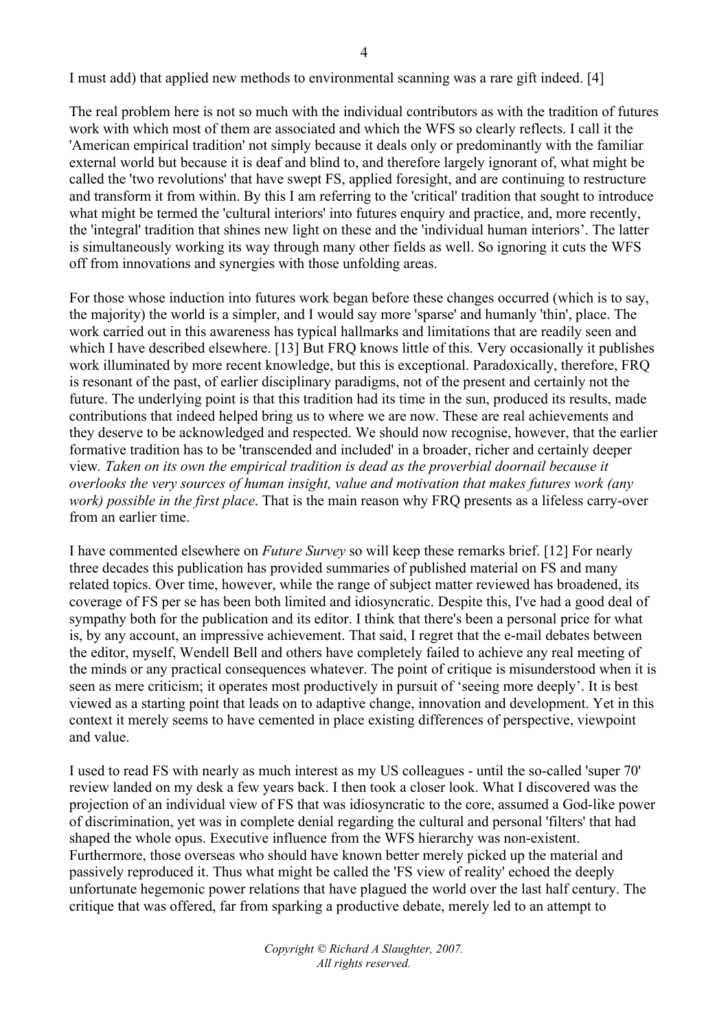I must add) that applied new methods to environmental scanning was a rare gift indeed. [4]

The real problem here is not so much with the individual contributors as with the tradition of futures work with which most of them are associated and which the WFS so clearly reflects. I call it the 'American empirical tradition' not simply because it deals only or predominantly with the familiar external world but because it is deaf and blind to, and therefore largely ignorant of, what might be called the 'two revolutions' that have swept FS, applied foresight, and are continuing to restructure and transform it from within. By this I am referring to the 'critical' tradition that sought to introduce what might be termed the 'cultural interiors' into futures enquiry and practice, and, more recently, the 'integral' tradition that shines new light on these and the 'individual human interiors'. The latter is simultaneously working its way through many other fields as well. So ignoring it cuts the WFS off from innovations and synergies with those unfolding areas.

For those whose induction into futures work began before these changes occurred (which is to say, the majority) the world is a simpler, and I would say more 'sparse' and humanly 'thin', place. The work carried out in this awareness has typical hallmarks and limitations that are readily seen and which I have described elsewhere. [13] But FRQ knows little of this. Very occasionally it publishes work illuminated by more recent knowledge, but this is exceptional. Paradoxically, therefore, FRQ is resonant of the past, of earlier disciplinary paradigms, not of the present and certainly not the future. The underlying point is that this tradition had its time in the sun, produced its results, made contributions that indeed helped bring us to where we are now. These are real achievements and they deserve to be acknowledged and respected. We should now recognise, however, that the earlier formative tradition has to be 'transcended and included' in a broader, richer and certainly deeper view. *Taken on its own the empirical tradition is dead as the proverbial doornail because it overlooks the very sources of human insight, value and motivation that makes futures work (any work) possible in the first place*. That is the main reason why FRQ presents as a lifeless carry-over from an earlier time.

I have commented elsewhere on *Future Survey* so will keep these remarks brief. [12] For nearly three decades this publication has provided summaries of published material on FS and many related topics. Over time, however, while the range of subject matter reviewed has broadened, its coverage of FS per se has been both limited and idiosyncratic. Despite this, I've had a good deal of sympathy both for the publication and its editor. I think that there's been a personal price for what is, by any account, an impressive achievement. That said, I regret that the e-mail debates between the editor, myself, Wendell Bell and others have completely failed to achieve any real meeting of the minds or any practical consequences whatever. The point of critique is misunderstood when it is seen as mere criticism; it operates most productively in pursuit of 'seeing more deeply'. It is best viewed as a starting point that leads on to adaptive change, innovation and development. Yet in this context it merely seems to have cemented in place existing differences of perspective, viewpoint and value.

I used to read FS with nearly as much interest as my US colleagues - until the so-called 'super 70' review landed on my desk a few years back. I then took a closer look. What I discovered was the projection of an individual view of FS that was idiosyncratic to the core, assumed a God-like power of discrimination, yet was in complete denial regarding the cultural and personal 'filters' that had shaped the whole opus. Executive influence from the WFS hierarchy was non-existent. Furthermore, those overseas who should have known better merely picked up the material and passively reproduced it. Thus what might be called the 'FS view of reality' echoed the deeply unfortunate hegemonic power relations that have plagued the world over the last half century. The critique that was offered, far from sparking a productive debate, merely led to an attempt to

*Copyright © Richard A Slaughter, 2007.*
*All rights reserved.*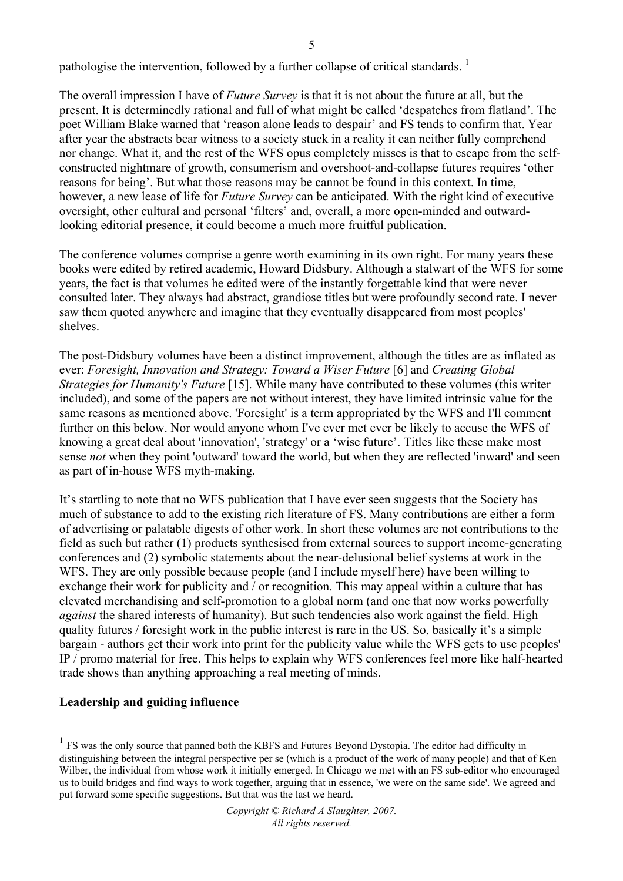pathologise the intervention, followed by a further collapse of critical standards. [1]

The overall impression I have of *Future Survey* is that it is not about the future at all, but the present. It is determinedly rational and full of what might be called 'despatches from flatland'. The poet William Blake warned that 'reason alone leads to despair' and FS tends to confirm that. Year after year the abstracts bear witness to a society stuck in a reality it can neither fully comprehend nor change. What it, and the rest of the WFS opus completely misses is that to escape from the self-constructed nightmare of growth, consumerism and overshoot-and-collapse futures requires 'other reasons for being'. But what those reasons may be cannot be found in this context. In time, however, a new lease of life for *Future Survey* can be anticipated. With the right kind of executive oversight, other cultural and personal 'filters' and, overall, a more open-minded and outward-looking editorial presence, it could become a much more fruitful publication.

The conference volumes comprise a genre worth examining in its own right. For many years these books were edited by retired academic, Howard Didsbury. Although a stalwart of the WFS for some years, the fact is that volumes he edited were of the instantly forgettable kind that were never consulted later. They always had abstract, grandiose titles but were profoundly second rate. I never saw them quoted anywhere and imagine that they eventually disappeared from most peoples' shelves.

The post-Didsbury volumes have been a distinct improvement, although the titles are as inflated as ever: *Foresight, Innovation and Strategy: Toward a Wiser Future* [6] and *Creating Global Strategies for Humanity's Future* [15]. While many have contributed to these volumes (this writer included), and some of the papers are not without interest, they have limited intrinsic value for the same reasons as mentioned above. 'Foresight' is a term appropriated by the WFS and I'll comment further on this below. Nor would anyone whom I've ever met ever be likely to accuse the WFS of knowing a great deal about 'innovation', 'strategy' or a 'wise future'. Titles like these make most sense *not* when they point 'outward' toward the world, but when they are reflected 'inward' and seen as part of in-house WFS myth-making.

It's startling to note that no WFS publication that I have ever seen suggests that the Society has much of substance to add to the existing rich literature of FS. Many contributions are either a form of advertising or palatable digests of other work. In short these volumes are not contributions to the field as such but rather (1) products synthesised from external sources to support income-generating conferences and (2) symbolic statements about the near-delusional belief systems at work in the WFS. They are only possible because people (and I include myself here) have been willing to exchange their work for publicity and / or recognition. This may appeal within a culture that has elevated merchandising and self-promotion to a global norm (and one that now works powerfully *against* the shared interests of humanity). But such tendencies also work against the field. High quality futures / foresight work in the public interest is rare in the US. So, basically it's a simple bargain - authors get their work into print for the publicity value while the WFS gets to use peoples' IP / promo material for free. This helps to explain why WFS conferences feel more like half-hearted trade shows than anything approaching a real meeting of minds.

## Leadership and guiding influence

[1] FS was the only source that panned both the KBFS and Futures Beyond Dystopia. The editor had difficulty in distinguishing between the integral perspective per se (which is a product of the work of many people) and that of Ken Wilber, the individual from whose work it initially emerged. In Chicago we met with an FS sub-editor who encouraged us to build bridges and find ways to work together, arguing that in essence, 'we were on the same side'. We agreed and put forward some specific suggestions. But that was the last we heard.

*Copyright © Richard A Slaughter, 2007. All rights reserved.*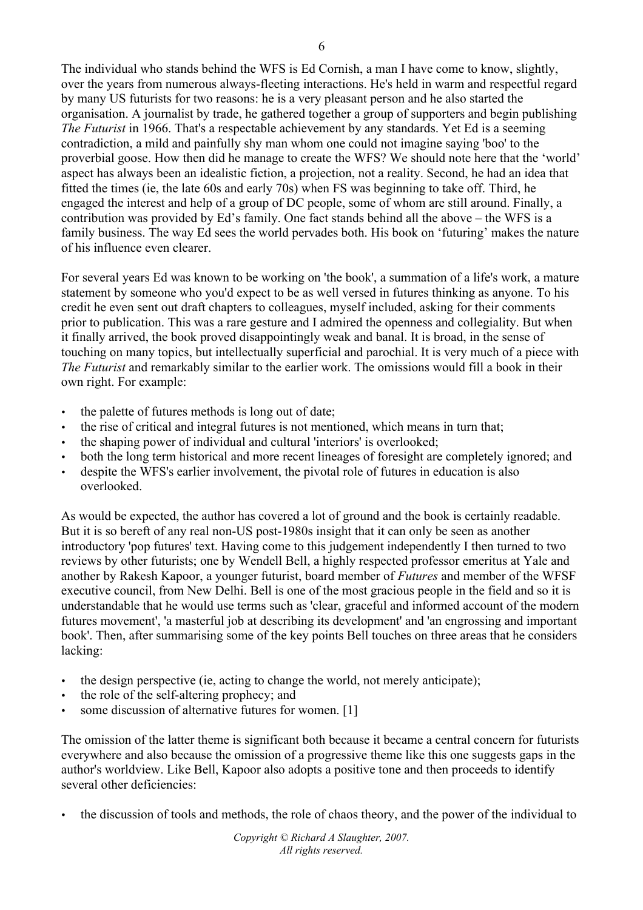The individual who stands behind the WFS is Ed Cornish, a man I have come to know, slightly, over the years from numerous always-fleeting interactions. He's held in warm and respectful regard by many US futurists for two reasons: he is a very pleasant person and he also started the organisation. A journalist by trade, he gathered together a group of supporters and begin publishing *The Futurist* in 1966. That's a respectable achievement by any standards. Yet Ed is a seeming contradiction, a mild and painfully shy man whom one could not imagine saying 'boo' to the proverbial goose. How then did he manage to create the WFS? We should note here that the 'world' aspect has always been an idealistic fiction, a projection, not a reality. Second, he had an idea that fitted the times (ie, the late 60s and early 70s) when FS was beginning to take off. Third, he engaged the interest and help of a group of DC people, some of whom are still around. Finally, a contribution was provided by Ed's family. One fact stands behind all the above – the WFS is a family business. The way Ed sees the world pervades both. His book on 'futuring' makes the nature of his influence even clearer.

For several years Ed was known to be working on 'the book', a summation of a life's work, a mature statement by someone who you'd expect to be as well versed in futures thinking as anyone. To his credit he even sent out draft chapters to colleagues, myself included, asking for their comments prior to publication. This was a rare gesture and I admired the openness and collegiality. But when it finally arrived, the book proved disappointingly weak and banal. It is broad, in the sense of touching on many topics, but intellectually superficial and parochial. It is very much of a piece with *The Futurist* and remarkably similar to the earlier work. The omissions would fill a book in their own right. For example:

- the palette of futures methods is long out of date;
- the rise of critical and integral futures is not mentioned, which means in turn that;
- the shaping power of individual and cultural 'interiors' is overlooked;
- both the long term historical and more recent lineages of foresight are completely ignored; and
- despite the WFS's earlier involvement, the pivotal role of futures in education is also overlooked.

As would be expected, the author has covered a lot of ground and the book is certainly readable. But it is so bereft of any real non-US post-1980s insight that it can only be seen as another introductory 'pop futures' text. Having come to this judgement independently I then turned to two reviews by other futurists; one by Wendell Bell, a highly respected professor emeritus at Yale and another by Rakesh Kapoor, a younger futurist, board member of *Futures* and member of the WFSF executive council, from New Delhi. Bell is one of the most gracious people in the field and so it is understandable that he would use terms such as 'clear, graceful and informed account of the modern futures movement', 'a masterful job at describing its development' and 'an engrossing and important book'. Then, after summarising some of the key points Bell touches on three areas that he considers lacking:

- the design perspective (ie, acting to change the world, not merely anticipate);
- the role of the self-altering prophecy; and
- some discussion of alternative futures for women. [1]

The omission of the latter theme is significant both because it became a central concern for futurists everywhere and also because the omission of a progressive theme like this one suggests gaps in the author's worldview. Like Bell, Kapoor also adopts a positive tone and then proceeds to identify several other deficiencies:

- the discussion of tools and methods, the role of chaos theory, and the power of the individual to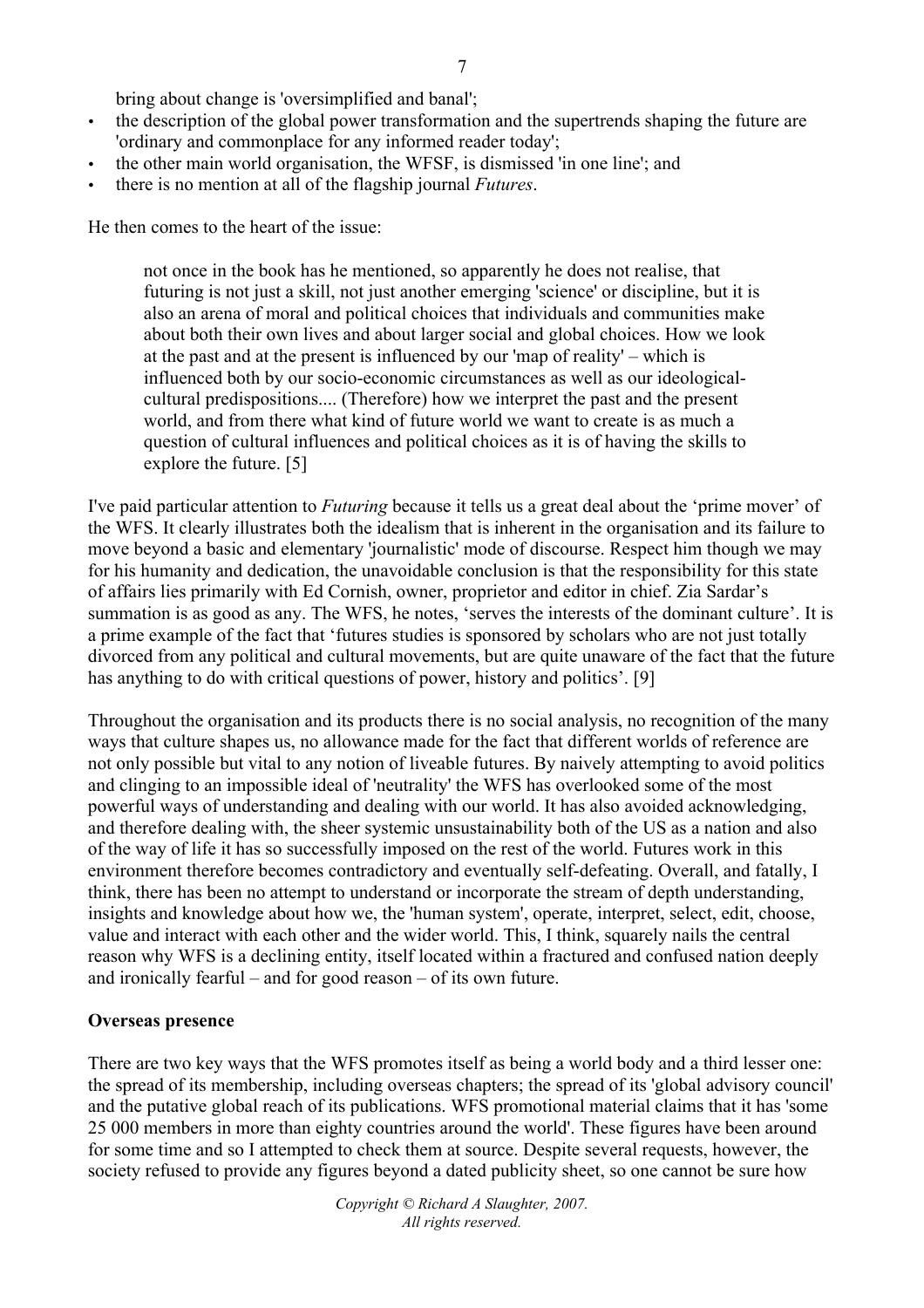bring about change is 'oversimplified and banal';

- the description of the global power transformation and the supertrends shaping the future are 'ordinary and commonplace for any informed reader today';
- the other main world organisation, the WFSF, is dismissed 'in one line'; and
- there is no mention at all of the flagship journal *Futures*.

He then comes to the heart of the issue:

> not once in the book has he mentioned, so apparently he does not realise, that futuring is not just a skill, not just another emerging 'science' or discipline, but it is also an arena of moral and political choices that individuals and communities make about both their own lives and about larger social and global choices. How we look at the past and at the present is influenced by our 'map of reality' – which is influenced both by our socio-economic circumstances as well as our ideological-cultural predispositions.... (Therefore) how we interpret the past and the present world, and from there what kind of future world we want to create is as much a question of cultural influences and political choices as it is of having the skills to explore the future. [5]

I've paid particular attention to *Futuring* because it tells us a great deal about the 'prime mover' of the WFS. It clearly illustrates both the idealism that is inherent in the organisation and its failure to move beyond a basic and elementary 'journalistic' mode of discourse. Respect him though we may for his humanity and dedication, the unavoidable conclusion is that the responsibility for this state of affairs lies primarily with Ed Cornish, owner, proprietor and editor in chief. Zia Sardar's summation is as good as any. The WFS, he notes, 'serves the interests of the dominant culture'. It is a prime example of the fact that 'futures studies is sponsored by scholars who are not just totally divorced from any political and cultural movements, but are quite unaware of the fact that the future has anything to do with critical questions of power, history and politics'. [9]

Throughout the organisation and its products there is no social analysis, no recognition of the many ways that culture shapes us, no allowance made for the fact that different worlds of reference are not only possible but vital to any notion of liveable futures. By naively attempting to avoid politics and clinging to an impossible ideal of 'neutrality' the WFS has overlooked some of the most powerful ways of understanding and dealing with our world. It has also avoided acknowledging, and therefore dealing with, the sheer systemic unsustainability both of the US as a nation and also of the way of life it has so successfully imposed on the rest of the world. Futures work in this environment therefore becomes contradictory and eventually self-defeating. Overall, and fatally, I think, there has been no attempt to understand or incorporate the stream of depth understanding, insights and knowledge about how we, the 'human system', operate, interpret, select, edit, choose, value and interact with each other and the wider world. This, I think, squarely nails the central reason why WFS is a declining entity, itself located within a fractured and confused nation deeply and ironically fearful – and for good reason – of its own future.

**Overseas presence**

There are two key ways that the WFS promotes itself as being a world body and a third lesser one: the spread of its membership, including overseas chapters; the spread of its 'global advisory council' and the putative global reach of its publications. WFS promotional material claims that it has 'some 25 000 members in more than eighty countries around the world'. These figures have been around for some time and so I attempted to check them at source. Despite several requests, however, the society refused to provide any figures beyond a dated publicity sheet, so one cannot be sure how

*Copyright © Richard A Slaughter, 2007.*
*All rights reserved.*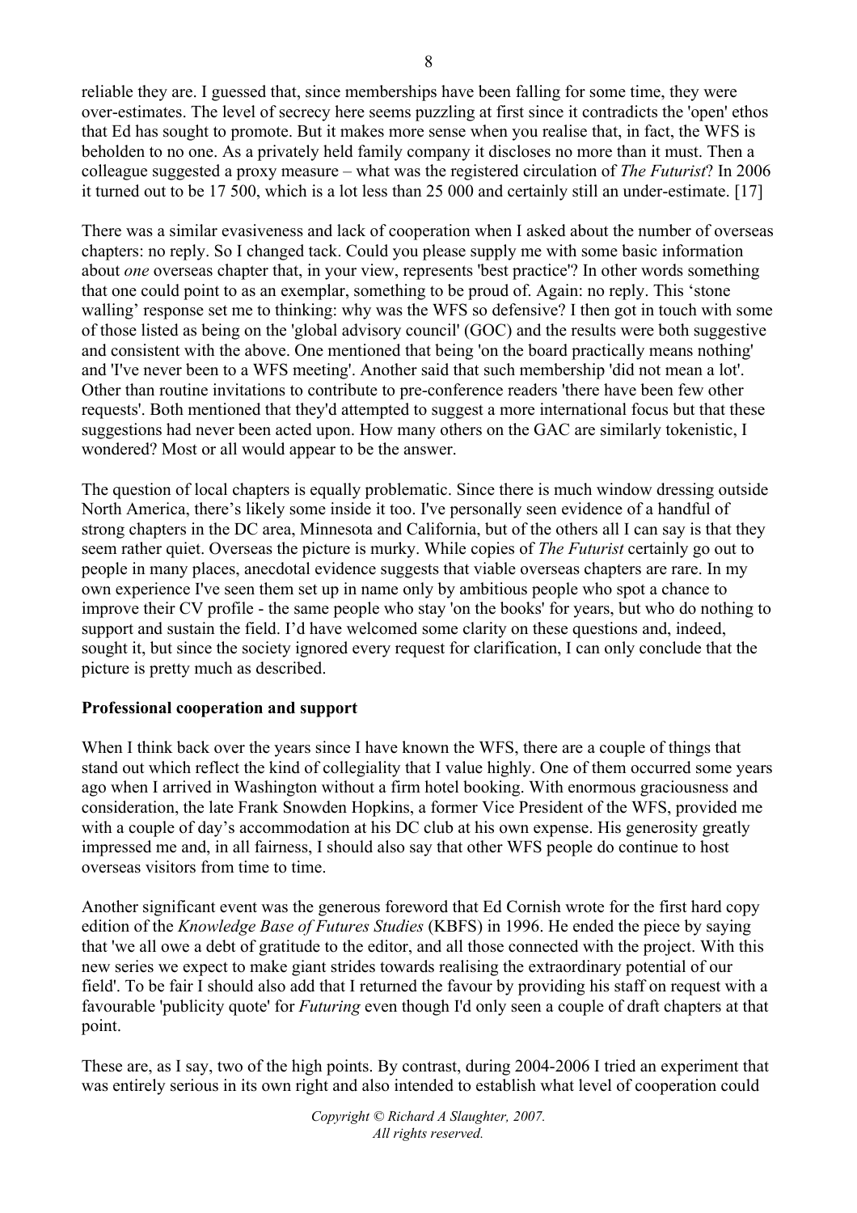reliable they are. I guessed that, since memberships have been falling for some time, they were over-estimates. The level of secrecy here seems puzzling at first since it contradicts the 'open' ethos that Ed has sought to promote. But it makes more sense when you realise that, in fact, the WFS is beholden to no one. As a privately held family company it discloses no more than it must. Then a colleague suggested a proxy measure – what was the registered circulation of *The Futurist*? In 2006 it turned out to be 17 500, which is a lot less than 25 000 and certainly still an under-estimate. [17]

There was a similar evasiveness and lack of cooperation when I asked about the number of overseas chapters: no reply. So I changed tack. Could you please supply me with some basic information about *one* overseas chapter that, in your view, represents 'best practice'? In other words something that one could point to as an exemplar, something to be proud of. Again: no reply. This 'stone walling' response set me to thinking: why was the WFS so defensive? I then got in touch with some of those listed as being on the 'global advisory council' (GOC) and the results were both suggestive and consistent with the above. One mentioned that being 'on the board practically means nothing' and 'I've never been to a WFS meeting'. Another said that such membership 'did not mean a lot'. Other than routine invitations to contribute to pre-conference readers 'there have been few other requests'. Both mentioned that they'd attempted to suggest a more international focus but that these suggestions had never been acted upon. How many others on the GAC are similarly tokenistic, I wondered? Most or all would appear to be the answer.

The question of local chapters is equally problematic. Since there is much window dressing outside North America, there's likely some inside it too. I've personally seen evidence of a handful of strong chapters in the DC area, Minnesota and California, but of the others all I can say is that they seem rather quiet. Overseas the picture is murky. While copies of *The Futurist* certainly go out to people in many places, anecdotal evidence suggests that viable overseas chapters are rare. In my own experience I've seen them set up in name only by ambitious people who spot a chance to improve their CV profile - the same people who stay 'on the books' for years, but who do nothing to support and sustain the field. I'd have welcomed some clarity on these questions and, indeed, sought it, but since the society ignored every request for clarification, I can only conclude that the picture is pretty much as described.

**Professional cooperation and support**

When I think back over the years since I have known the WFS, there are a couple of things that stand out which reflect the kind of collegiality that I value highly. One of them occurred some years ago when I arrived in Washington without a firm hotel booking. With enormous graciousness and consideration, the late Frank Snowden Hopkins, a former Vice President of the WFS, provided me with a couple of day's accommodation at his DC club at his own expense. His generosity greatly impressed me and, in all fairness, I should also say that other WFS people do continue to host overseas visitors from time to time.

Another significant event was the generous foreword that Ed Cornish wrote for the first hard copy edition of the *Knowledge Base of Futures Studies* (KBFS) in 1996. He ended the piece by saying that 'we all owe a debt of gratitude to the editor, and all those connected with the project. With this new series we expect to make giant strides towards realising the extraordinary potential of our field'. To be fair I should also add that I returned the favour by providing his staff on request with a favourable 'publicity quote' for *Futuring* even though I'd only seen a couple of draft chapters at that point.

These are, as I say, two of the high points. By contrast, during 2004-2006 I tried an experiment that was entirely serious in its own right and also intended to establish what level of cooperation could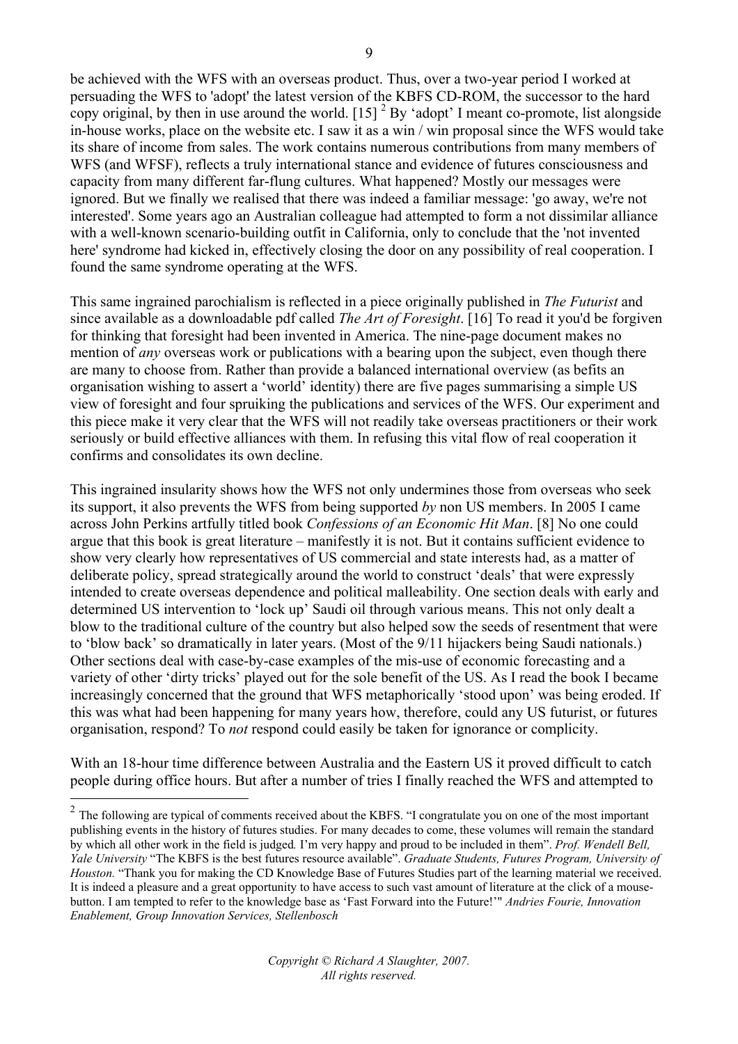be achieved with the WFS with an overseas product. Thus, over a two-year period I worked at persuading the WFS to 'adopt' the latest version of the KBFS CD-ROM, the successor to the hard copy original, by then in use around the world. [15] [2] By 'adopt' I meant co-promote, list alongside in-house works, place on the website etc. I saw it as a win / win proposal since the WFS would take its share of income from sales. The work contains numerous contributions from many members of WFS (and WFSF), reflects a truly international stance and evidence of futures consciousness and capacity from many different far-flung cultures. What happened? Mostly our messages were ignored. But we finally we realised that there was indeed a familiar message: 'go away, we're not interested'. Some years ago an Australian colleague had attempted to form a not dissimilar alliance with a well-known scenario-building outfit in California, only to conclude that the 'not invented here' syndrome had kicked in, effectively closing the door on any possibility of real cooperation. I found the same syndrome operating at the WFS.

This same ingrained parochialism is reflected in a piece originally published in *The Futurist* and since available as a downloadable pdf called *The Art of Foresight*. [16] To read it you'd be forgiven for thinking that foresight had been invented in America. The nine-page document makes no mention of *any* overseas work or publications with a bearing upon the subject, even though there are many to choose from. Rather than provide a balanced international overview (as befits an organisation wishing to assert a 'world' identity) there are five pages summarising a simple US view of foresight and four spruiking the publications and services of the WFS. Our experiment and this piece make it very clear that the WFS will not readily take overseas practitioners or their work seriously or build effective alliances with them. In refusing this vital flow of real cooperation it confirms and consolidates its own decline.

This ingrained insularity shows how the WFS not only undermines those from overseas who seek its support, it also prevents the WFS from being supported *by* non US members. In 2005 I came across John Perkins artfully titled book *Confessions of an Economic Hit Man*. [8] No one could argue that this book is great literature – manifestly it is not. But it contains sufficient evidence to show very clearly how representatives of US commercial and state interests had, as a matter of deliberate policy, spread strategically around the world to construct 'deals' that were expressly intended to create overseas dependence and political malleability. One section deals with early and determined US intervention to 'lock up' Saudi oil through various means. This not only dealt a blow to the traditional culture of the country but also helped sow the seeds of resentment that were to 'blow back' so dramatically in later years. (Most of the 9/11 hijackers being Saudi nationals.) Other sections deal with case-by-case examples of the mis-use of economic forecasting and a variety of other 'dirty tricks' played out for the sole benefit of the US. As I read the book I became increasingly concerned that the ground that WFS metaphorically 'stood upon' was being eroded. If this was what had been happening for many years how, therefore, could any US futurist, or futures organisation, respond? To *not* respond could easily be taken for ignorance or complicity.

With an 18-hour time difference between Australia and the Eastern US it proved difficult to catch people during office hours. But after a number of tries I finally reached the WFS and attempted to

[2] The following are typical of comments received about the KBFS. "I congratulate you on one of the most important publishing events in the history of futures studies. For many decades to come, these volumes will remain the standard by which all other work in the field is judged. I'm very happy and proud to be included in them". *Prof. Wendell Bell, Yale University* "The KBFS is the best futures resource available". *Graduate Students, Futures Program, University of Houston.* "Thank you for making the CD Knowledge Base of Futures Studies part of the learning material we received. It is indeed a pleasure and a great opportunity to have access to such vast amount of literature at the click of a mouse-button. I am tempted to refer to the knowledge base as 'Fast Forward into the Future!'" *Andries Fourie, Innovation Enablement, Group Innovation Services, Stellenbosch*

*Copyright © Richard A Slaughter, 2007. All rights reserved.*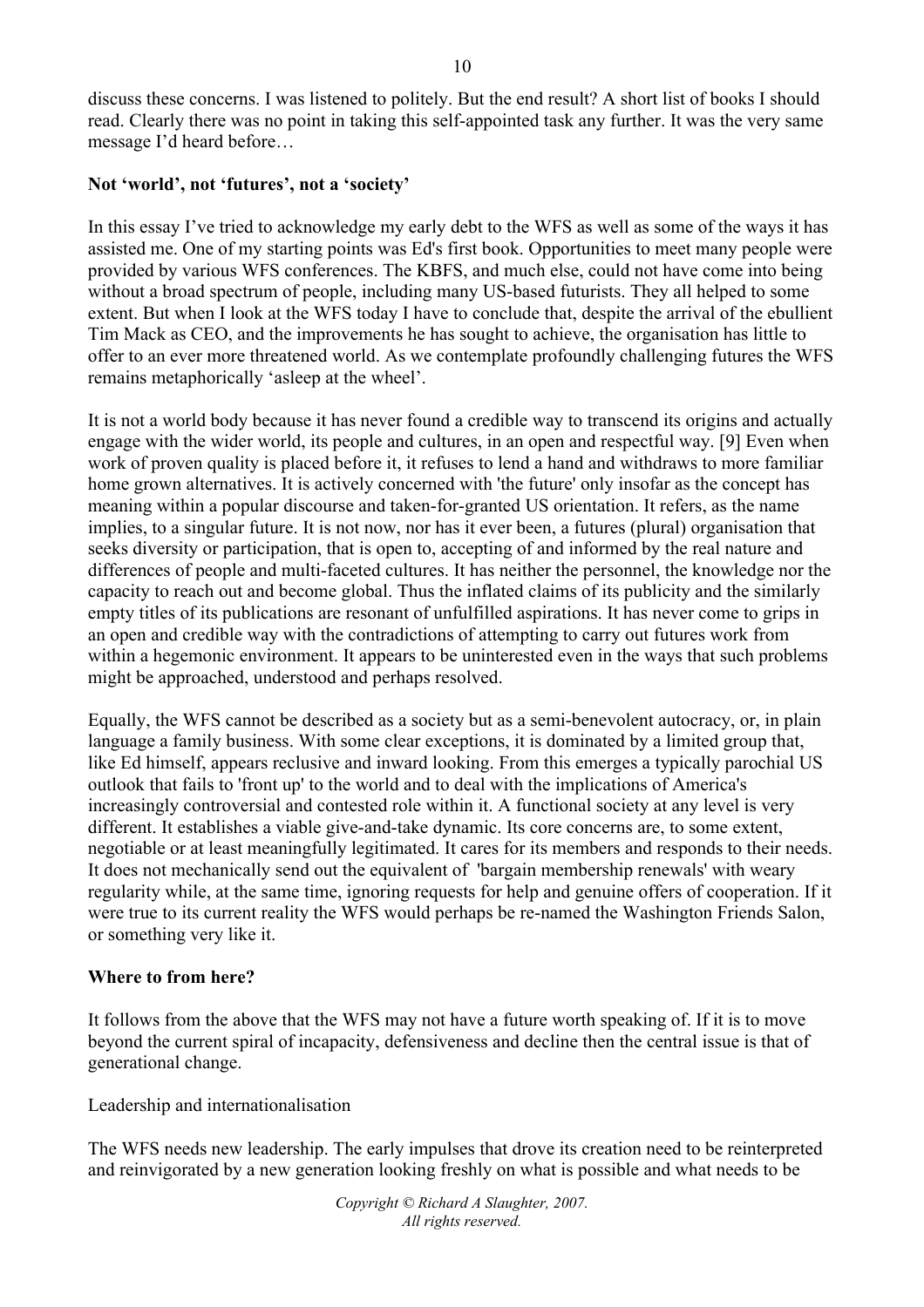discuss these concerns. I was listened to politely. But the end result? A short list of books I should read. Clearly there was no point in taking this self-appointed task any further. It was the very same message I'd heard before…

**Not 'world', not 'futures', not a 'society'**

In this essay I've tried to acknowledge my early debt to the WFS as well as some of the ways it has assisted me. One of my starting points was Ed's first book. Opportunities to meet many people were provided by various WFS conferences. The KBFS, and much else, could not have come into being without a broad spectrum of people, including many US-based futurists. They all helped to some extent. But when I look at the WFS today I have to conclude that, despite the arrival of the ebullient Tim Mack as CEO, and the improvements he has sought to achieve, the organisation has little to offer to an ever more threatened world. As we contemplate profoundly challenging futures the WFS remains metaphorically 'asleep at the wheel'.

It is not a world body because it has never found a credible way to transcend its origins and actually engage with the wider world, its people and cultures, in an open and respectful way. [9] Even when work of proven quality is placed before it, it refuses to lend a hand and withdraws to more familiar home grown alternatives. It is actively concerned with 'the future' only insofar as the concept has meaning within a popular discourse and taken-for-granted US orientation. It refers, as the name implies, to a singular future. It is not now, nor has it ever been, a futures (plural) organisation that seeks diversity or participation, that is open to, accepting of and informed by the real nature and differences of people and multi-faceted cultures. It has neither the personnel, the knowledge nor the capacity to reach out and become global. Thus the inflated claims of its publicity and the similarly empty titles of its publications are resonant of unfulfilled aspirations. It has never come to grips in an open and credible way with the contradictions of attempting to carry out futures work from within a hegemonic environment. It appears to be uninterested even in the ways that such problems might be approached, understood and perhaps resolved.

Equally, the WFS cannot be described as a society but as a semi-benevolent autocracy, or, in plain language a family business. With some clear exceptions, it is dominated by a limited group that, like Ed himself, appears reclusive and inward looking. From this emerges a typically parochial US outlook that fails to 'front up' to the world and to deal with the implications of America's increasingly controversial and contested role within it. A functional society at any level is very different. It establishes a viable give-and-take dynamic. Its core concerns are, to some extent, negotiable or at least meaningfully legitimated. It cares for its members and responds to their needs. It does not mechanically send out the equivalent of 'bargain membership renewals' with weary regularity while, at the same time, ignoring requests for help and genuine offers of cooperation. If it were true to its current reality the WFS would perhaps be re-named the Washington Friends Salon, or something very like it.

**Where to from here?**

It follows from the above that the WFS may not have a future worth speaking of. If it is to move beyond the current spiral of incapacity, defensiveness and decline then the central issue is that of generational change.

Leadership and internationalisation

The WFS needs new leadership. The early impulses that drove its creation need to be reinterpreted and reinvigorated by a new generation looking freshly on what is possible and what needs to be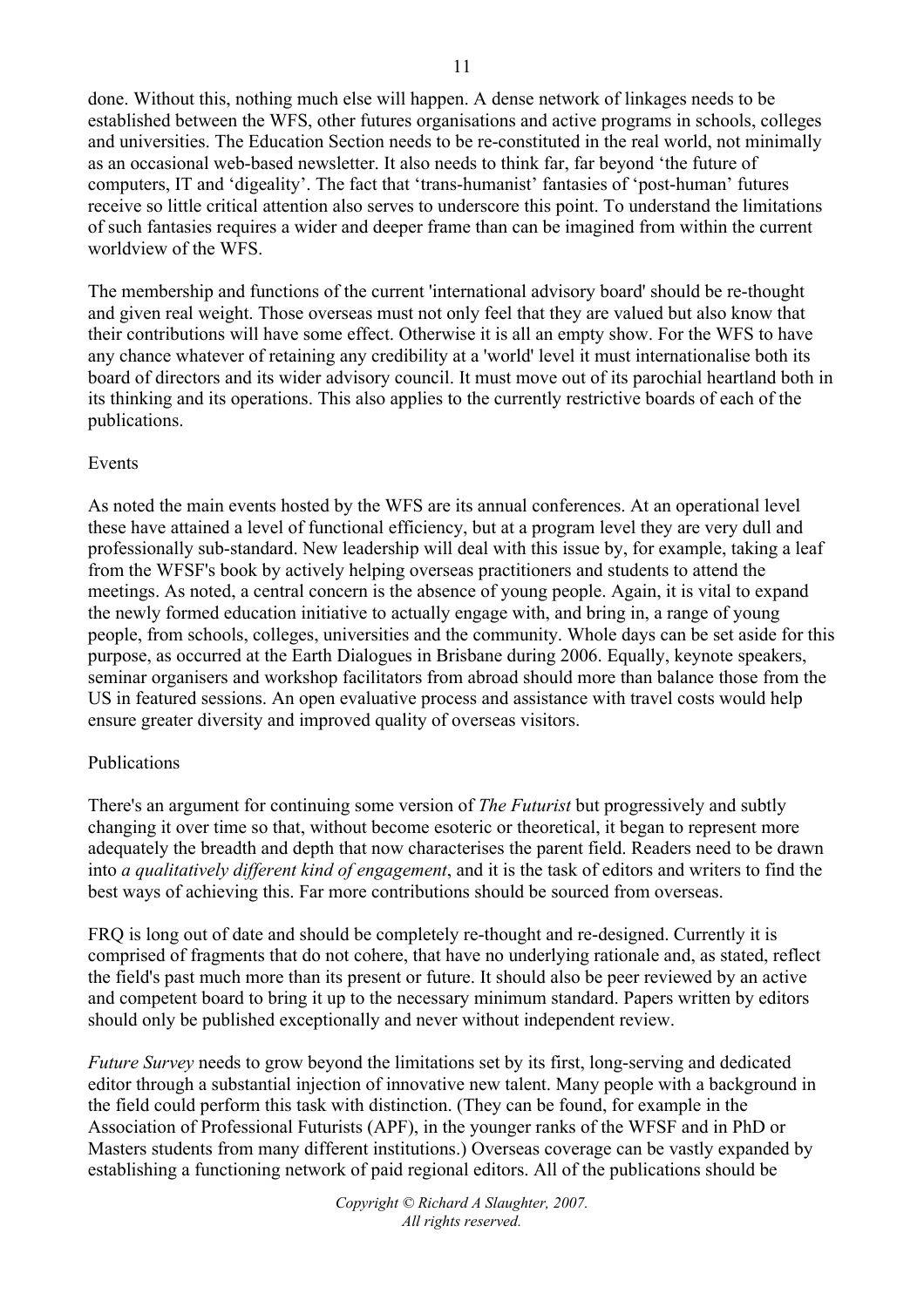done. Without this, nothing much else will happen. A dense network of linkages needs to be established between the WFS, other futures organisations and active programs in schools, colleges and universities. The Education Section needs to be re-constituted in the real world, not minimally as an occasional web-based newsletter. It also needs to think far, far beyond 'the future of computers, IT and 'digeality'. The fact that 'trans-humanist' fantasies of 'post-human' futures receive so little critical attention also serves to underscore this point. To understand the limitations of such fantasies requires a wider and deeper frame than can be imagined from within the current worldview of the WFS.

The membership and functions of the current 'international advisory board' should be re-thought and given real weight. Those overseas must not only feel that they are valued but also know that their contributions will have some effect. Otherwise it is all an empty show. For the WFS to have any chance whatever of retaining any credibility at a 'world' level it must internationalise both its board of directors and its wider advisory council. It must move out of its parochial heartland both in its thinking and its operations. This also applies to the currently restrictive boards of each of the publications.

Events

As noted the main events hosted by the WFS are its annual conferences. At an operational level these have attained a level of functional efficiency, but at a program level they are very dull and professionally sub-standard. New leadership will deal with this issue by, for example, taking a leaf from the WFSF's book by actively helping overseas practitioners and students to attend the meetings. As noted, a central concern is the absence of young people. Again, it is vital to expand the newly formed education initiative to actually engage with, and bring in, a range of young people, from schools, colleges, universities and the community. Whole days can be set aside for this purpose, as occurred at the Earth Dialogues in Brisbane during 2006. Equally, keynote speakers, seminar organisers and workshop facilitators from abroad should more than balance those from the US in featured sessions. An open evaluative process and assistance with travel costs would help ensure greater diversity and improved quality of overseas visitors.

Publications

There's an argument for continuing some version of *The Futurist* but progressively and subtly changing it over time so that, without become esoteric or theoretical, it began to represent more adequately the breadth and depth that now characterises the parent field. Readers need to be drawn into *a qualitatively different kind of engagement*, and it is the task of editors and writers to find the best ways of achieving this. Far more contributions should be sourced from overseas.

FRQ is long out of date and should be completely re-thought and re-designed. Currently it is comprised of fragments that do not cohere, that have no underlying rationale and, as stated, reflect the field's past much more than its present or future. It should also be peer reviewed by an active and competent board to bring it up to the necessary minimum standard. Papers written by editors should only be published exceptionally and never without independent review.

*Future Survey* needs to grow beyond the limitations set by its first, long-serving and dedicated editor through a substantial injection of innovative new talent. Many people with a background in the field could perform this task with distinction. (They can be found, for example in the Association of Professional Futurists (APF), in the younger ranks of the WFSF and in PhD or Masters students from many different institutions.) Overseas coverage can be vastly expanded by establishing a functioning network of paid regional editors. All of the publications should be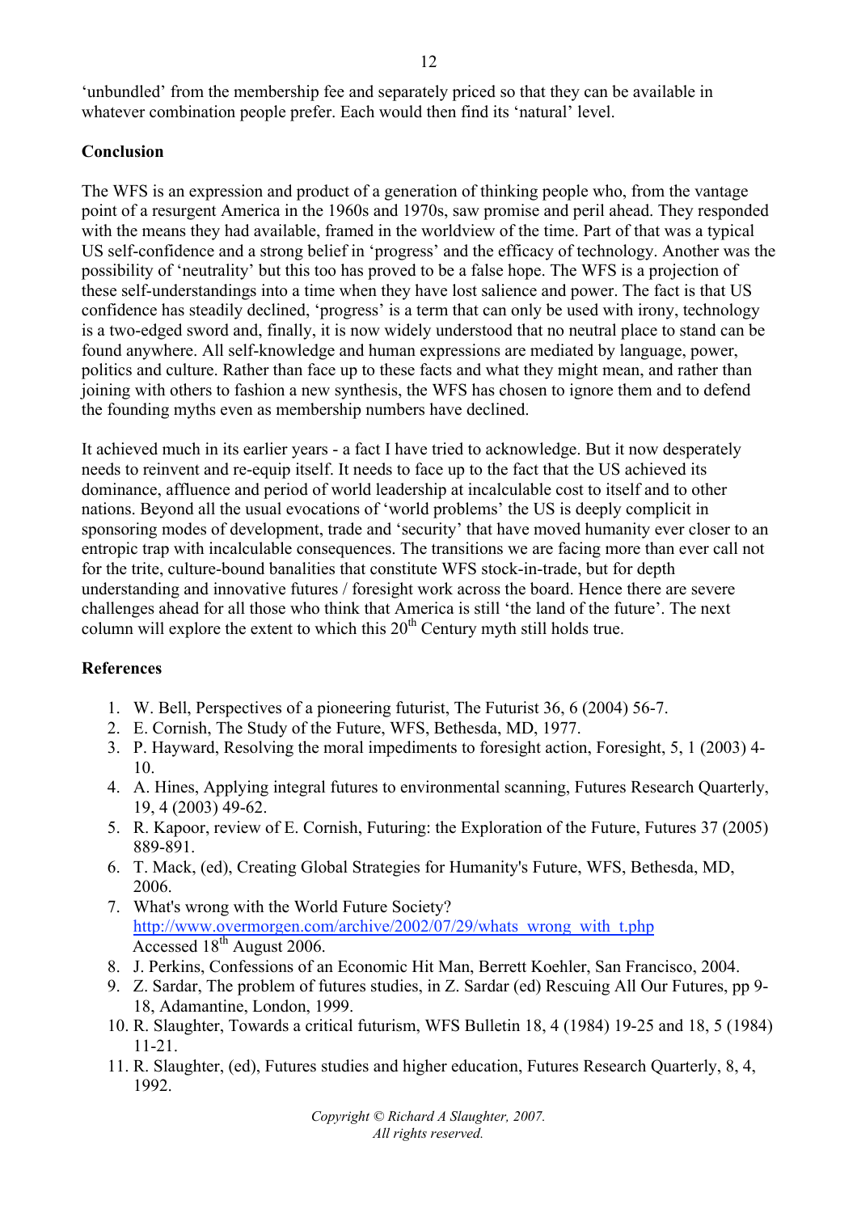'unbundled' from the membership fee and separately priced so that they can be available in whatever combination people prefer. Each would then find its 'natural' level.

## Conclusion

The WFS is an expression and product of a generation of thinking people who, from the vantage point of a resurgent America in the 1960s and 1970s, saw promise and peril ahead. They responded with the means they had available, framed in the worldview of the time. Part of that was a typical US self-confidence and a strong belief in 'progress' and the efficacy of technology. Another was the possibility of 'neutrality' but this too has proved to be a false hope. The WFS is a projection of these self-understandings into a time when they have lost salience and power. The fact is that US confidence has steadily declined, 'progress' is a term that can only be used with irony, technology is a two-edged sword and, finally, it is now widely understood that no neutral place to stand can be found anywhere. All self-knowledge and human expressions are mediated by language, power, politics and culture. Rather than face up to these facts and what they might mean, and rather than joining with others to fashion a new synthesis, the WFS has chosen to ignore them and to defend the founding myths even as membership numbers have declined.

It achieved much in its earlier years - a fact I have tried to acknowledge. But it now desperately needs to reinvent and re-equip itself. It needs to face up to the fact that the US achieved its dominance, affluence and period of world leadership at incalculable cost to itself and to other nations. Beyond all the usual evocations of 'world problems' the US is deeply complicit in sponsoring modes of development, trade and 'security' that have moved humanity ever closer to an entropic trap with incalculable consequences. The transitions we are facing more than ever call not for the trite, culture-bound banalities that constitute WFS stock-in-trade, but for depth understanding and innovative futures / foresight work across the board. Hence there are severe challenges ahead for all those who think that America is still 'the land of the future'. The next column will explore the extent to which this 20th Century myth still holds true.

## References

1. W. Bell, Perspectives of a pioneering futurist, The Futurist 36, 6 (2004) 56-7.
2. E. Cornish, The Study of the Future, WFS, Bethesda, MD, 1977.
3. P. Hayward, Resolving the moral impediments to foresight action, Foresight, 5, 1 (2003) 4-10.
4. A. Hines, Applying integral futures to environmental scanning, Futures Research Quarterly, 19, 4 (2003) 49-62.
5. R. Kapoor, review of E. Cornish, Futuring: the Exploration of the Future, Futures 37 (2005) 889-891.
6. T. Mack, (ed), Creating Global Strategies for Humanity's Future, WFS, Bethesda, MD, 2006.
7. What's wrong with the World Future Society? http://www.overmorgen.com/archive/2002/07/29/whats_wrong_with_t.php Accessed 18th August 2006.
8. J. Perkins, Confessions of an Economic Hit Man, Berrett Koehler, San Francisco, 2004.
9. Z. Sardar, The problem of futures studies, in Z. Sardar (ed) Rescuing All Our Futures, pp 9-18, Adamantine, London, 1999.
10. R. Slaughter, Towards a critical futurism, WFS Bulletin 18, 4 (1984) 19-25 and 18, 5 (1984) 11-21.
11. R. Slaughter, (ed), Futures studies and higher education, Futures Research Quarterly, 8, 4, 1992.

*Copyright © Richard A Slaughter, 2007.*
*All rights reserved.*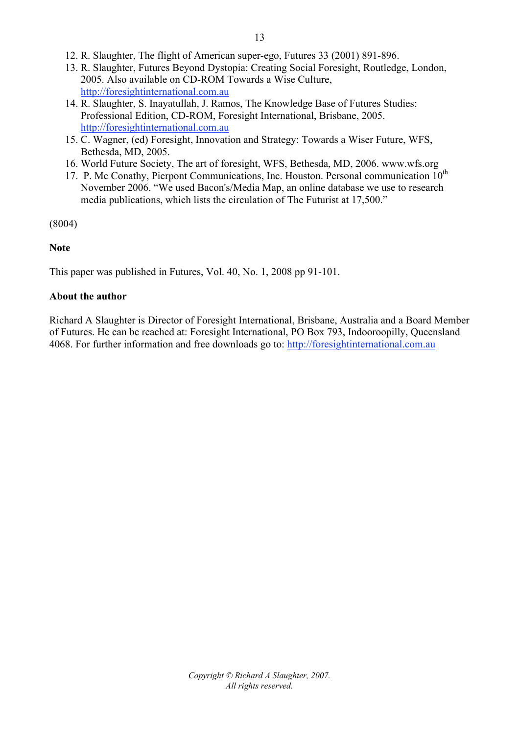12. R. Slaughter, The flight of American super-ego, Futures 33 (2001) 891-896.
13. R. Slaughter, Futures Beyond Dystopia: Creating Social Foresight, Routledge, London, 2005. Also available on CD-ROM Towards a Wise Culture, http://foresightinternational.com.au
14. R. Slaughter, S. Inayatullah, J. Ramos, The Knowledge Base of Futures Studies: Professional Edition, CD-ROM, Foresight International, Brisbane, 2005. http://foresightinternational.com.au
15. C. Wagner, (ed) Foresight, Innovation and Strategy: Towards a Wiser Future, WFS, Bethesda, MD, 2005.
16. World Future Society, The art of foresight, WFS, Bethesda, MD, 2006. www.wfs.org
17. P. Mc Conathy, Pierpont Communications, Inc. Houston. Personal communication 10th November 2006. "We used Bacon's/Media Map, an online database we use to research media publications, which lists the circulation of The Futurist at 17,500."

(8004)

**Note**

This paper was published in Futures, Vol. 40, No. 1, 2008 pp 91-101.

**About the author**

Richard A Slaughter is Director of Foresight International, Brisbane, Australia and a Board Member of Futures. He can be reached at: Foresight International, PO Box 793, Indooroopilly, Queensland 4068. For further information and free downloads go to: http://foresightinternational.com.au

*Copyright © Richard A Slaughter, 2007.*
*All rights reserved.*